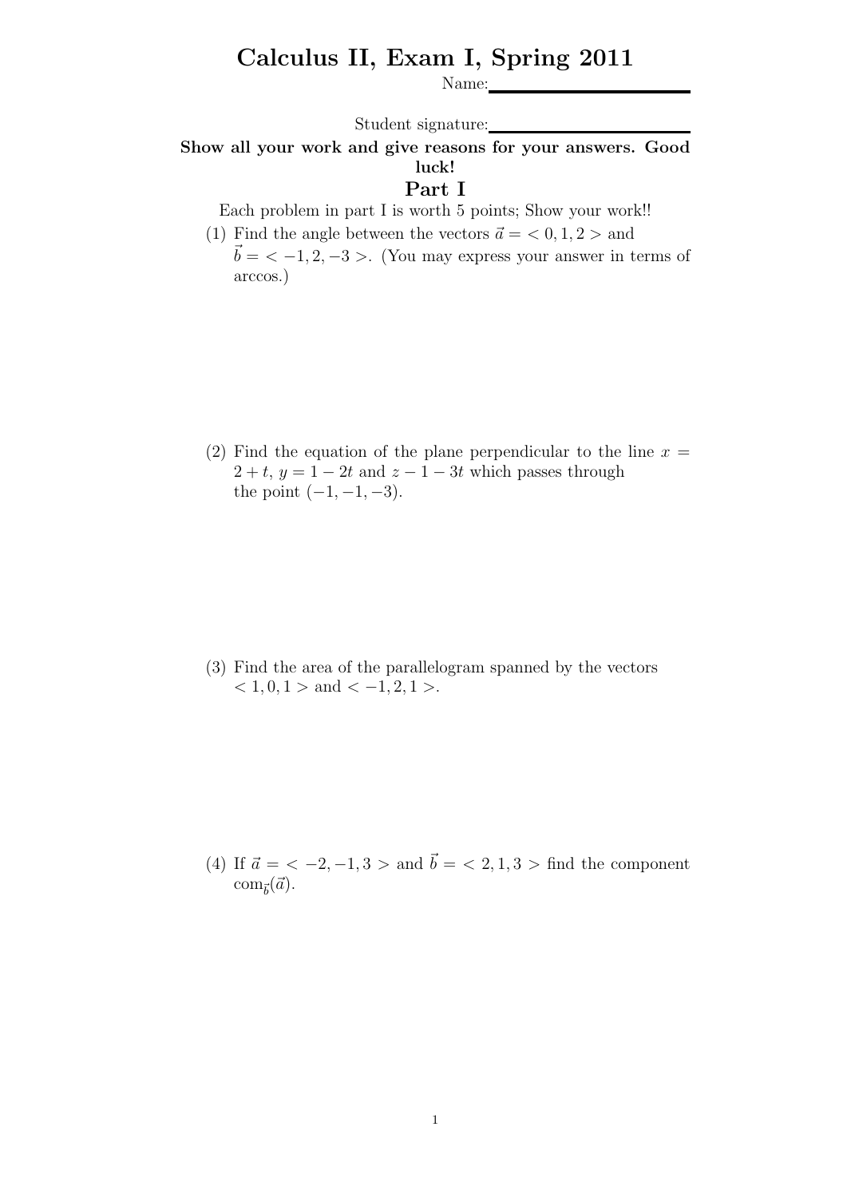# Calculus II, Exam I, Spring 2011

Name: ____________________

Student signature: ____________________

**Show all your work and give reasons for your answers. Good luck!**

## Part I

Each problem in part I is worth 5 points; Show your work!!

(1) Find the angle between the vectors $\vec{a} = < 0, 1, 2 >$ and $\vec{b} = < -1, 2, -3 >$. (You may express your answer in terms of arccos.)

(2) Find the equation of the plane perpendicular to the line $x = 2 + t$, $y = 1 - 2t$ and $z - 1 - 3t$ which passes through the point $(-1, -1, -3)$.

(3) Find the area of the parallelogram spanned by the vectors $< 1, 0, 1 >$ and $< -1, 2, 1 >$.

(4) If $\vec{a} = < -2, -1, 3 >$ and $\vec{b} = < 2, 1, 3 >$ find the component $\text{com}_{\vec{b}}(\vec{a})$.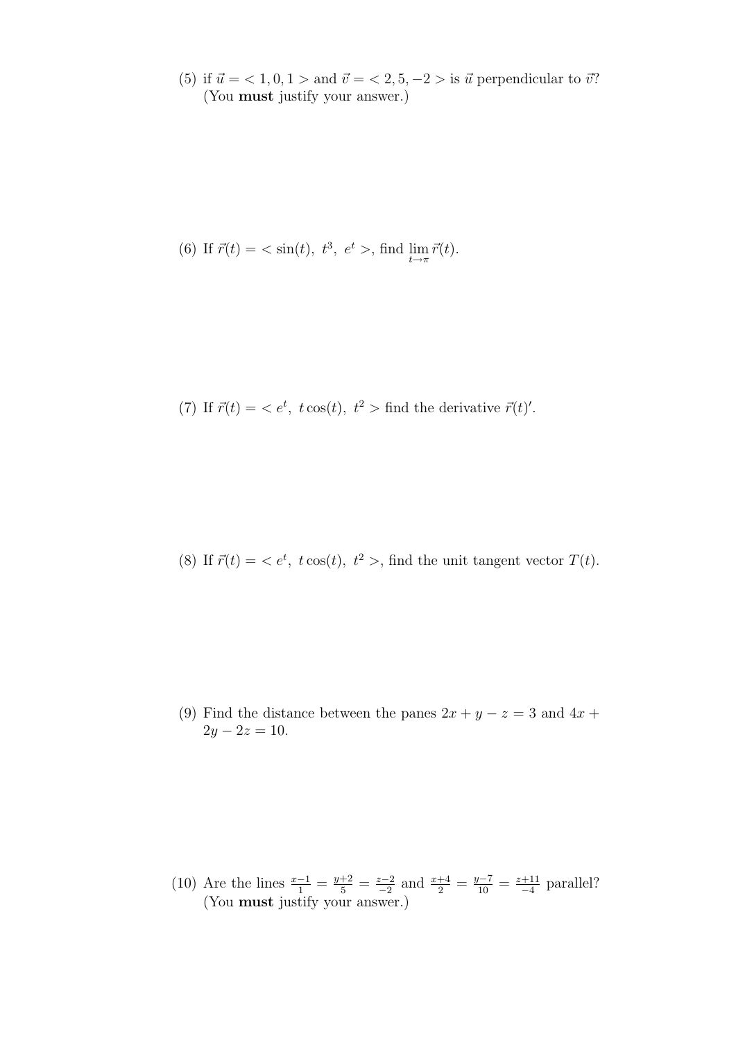(5) if $\vec{u} = < 1, 0, 1 >$ and $\vec{v} = < 2, 5, -2 >$ is $\vec{u}$ perpendicular to $\vec{v}$? (You **must** justify your answer.)

(6) If $\vec{r}(t) = < \sin(t),\ t^3,\ e^t >$, find $\lim\limits_{t \to \pi} \vec{r}(t)$.

(7) If $\vec{r}(t) = < e^t,\ t\cos(t),\ t^2 >$ find the derivative $\vec{r}(t)'$.

(8) If $\vec{r}(t) = < e^t,\ t\cos(t),\ t^2 >$, find the unit tangent vector $T(t)$.

(9) Find the distance between the panes $2x + y - z = 3$ and $4x + 2y - 2z = 10$.

(10) Are the lines $\frac{x-1}{1} = \frac{y+2}{5} = \frac{z-2}{-2}$ and $\frac{x+4}{2} = \frac{y-7}{10} = \frac{z+11}{-4}$ parallel? (You **must** justify your answer.)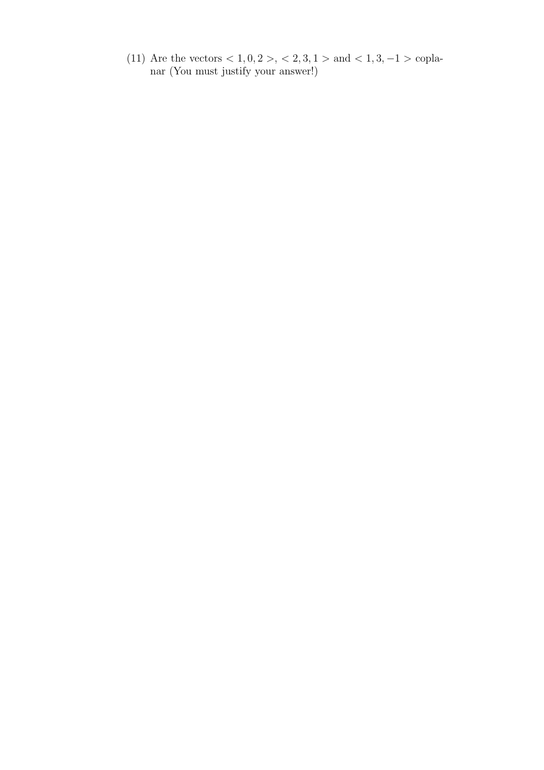(11) Are the vectors $< 1, 0, 2 >$, $< 2, 3, 1 >$ and $< 1, 3, -1 >$ coplanar (You must justify your answer!)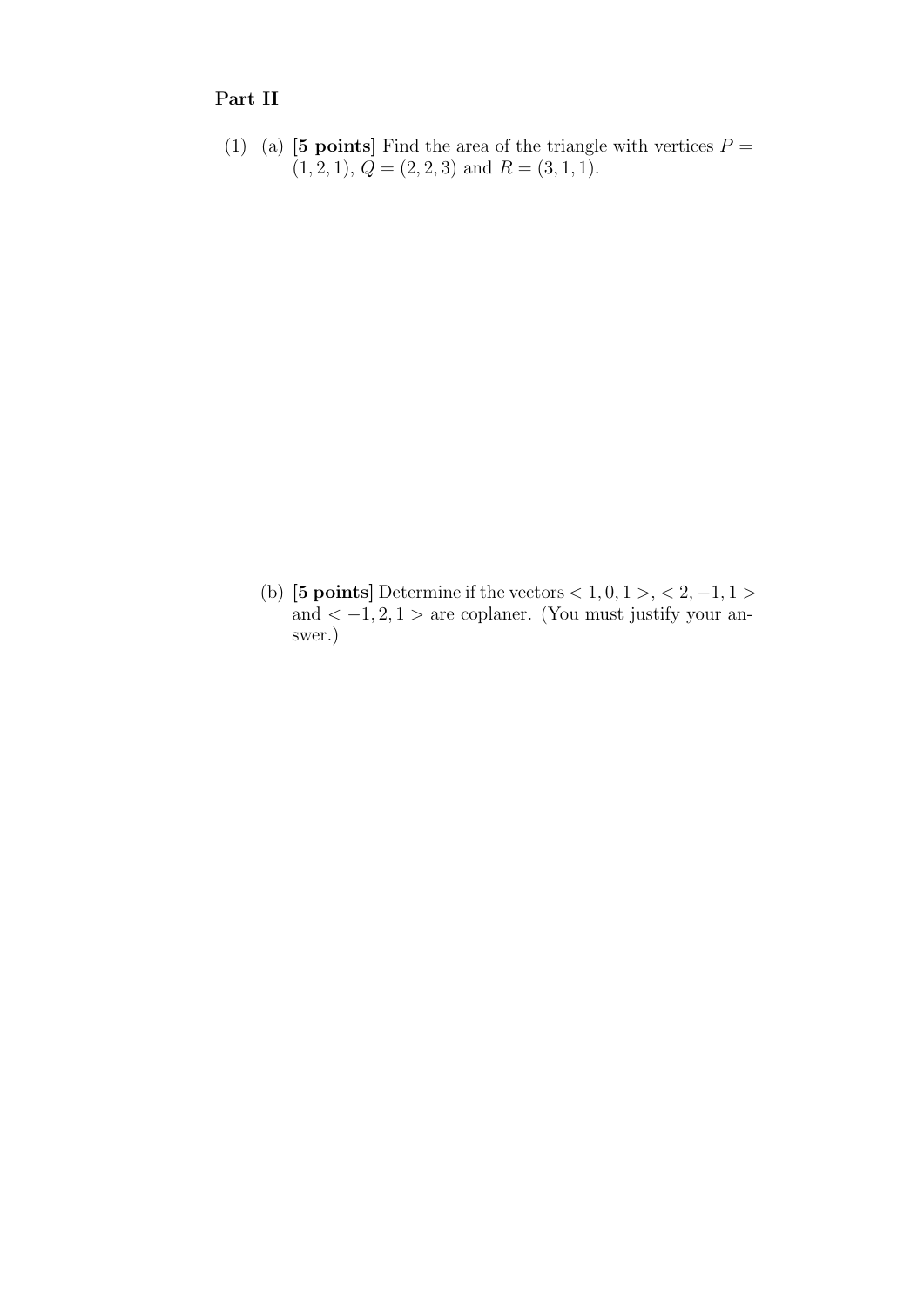## Part II

(1) (a) **[5 points]** Find the area of the triangle with vertices $P = (1, 2, 1)$, $Q = (2, 2, 3)$ and $R = (3, 1, 1)$.

(b) **[5 points]** Determine if the vectors $< 1, 0, 1 >$, $< 2, -1, 1 >$ and $< -1, 2, 1 >$ are coplaner. (You must justify your answer.)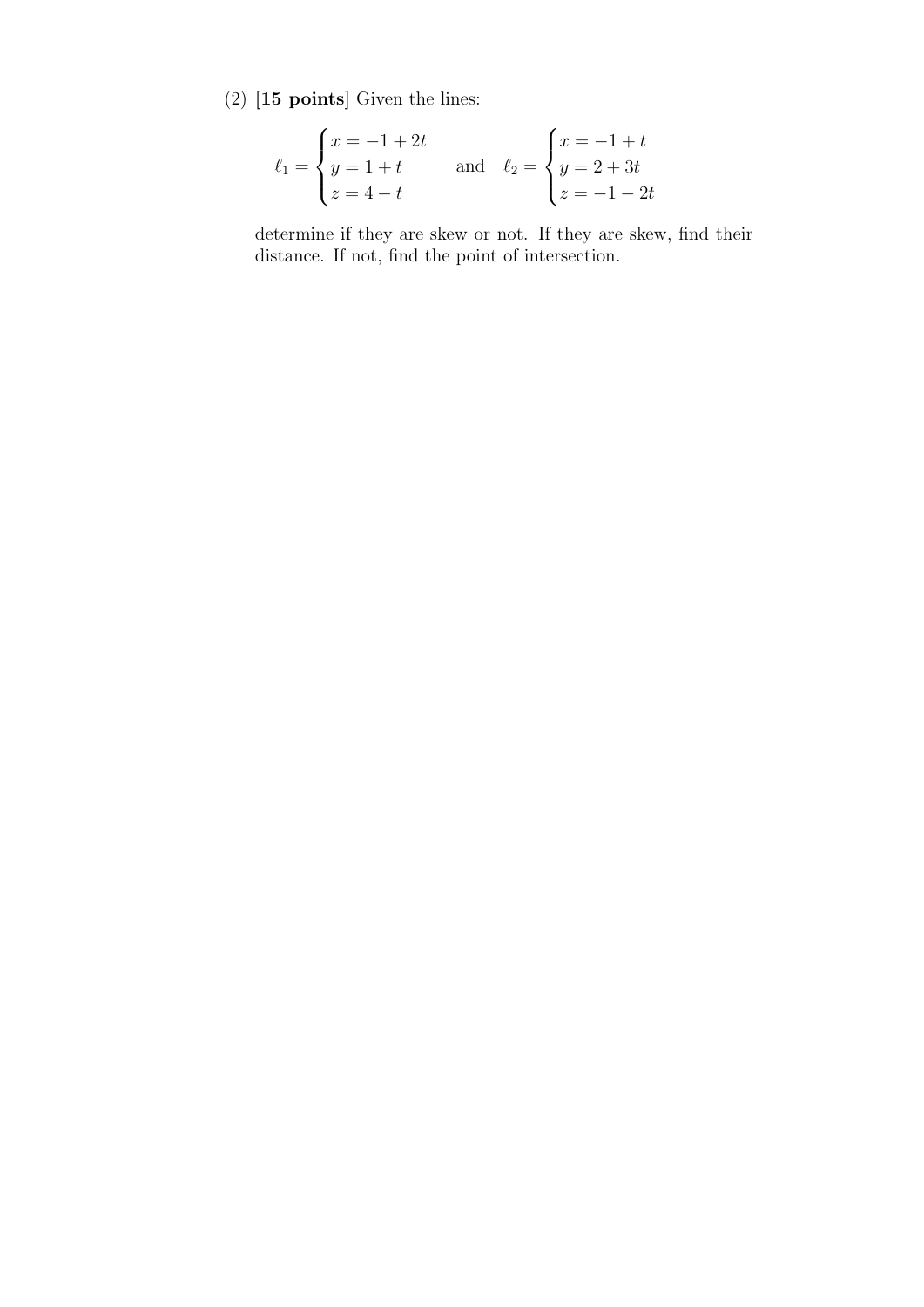(2) **[15 points]** Given the lines:

$$\ell_1 = \begin{cases} x = -1 + 2t \\ y = 1 + t \\ z = 4 - t \end{cases} \quad \text{and} \quad \ell_2 = \begin{cases} x = -1 + t \\ y = 2 + 3t \\ z = -1 - 2t \end{cases}$$

determine if they are skew or not. If they are skew, find their distance. If not, find the point of intersection.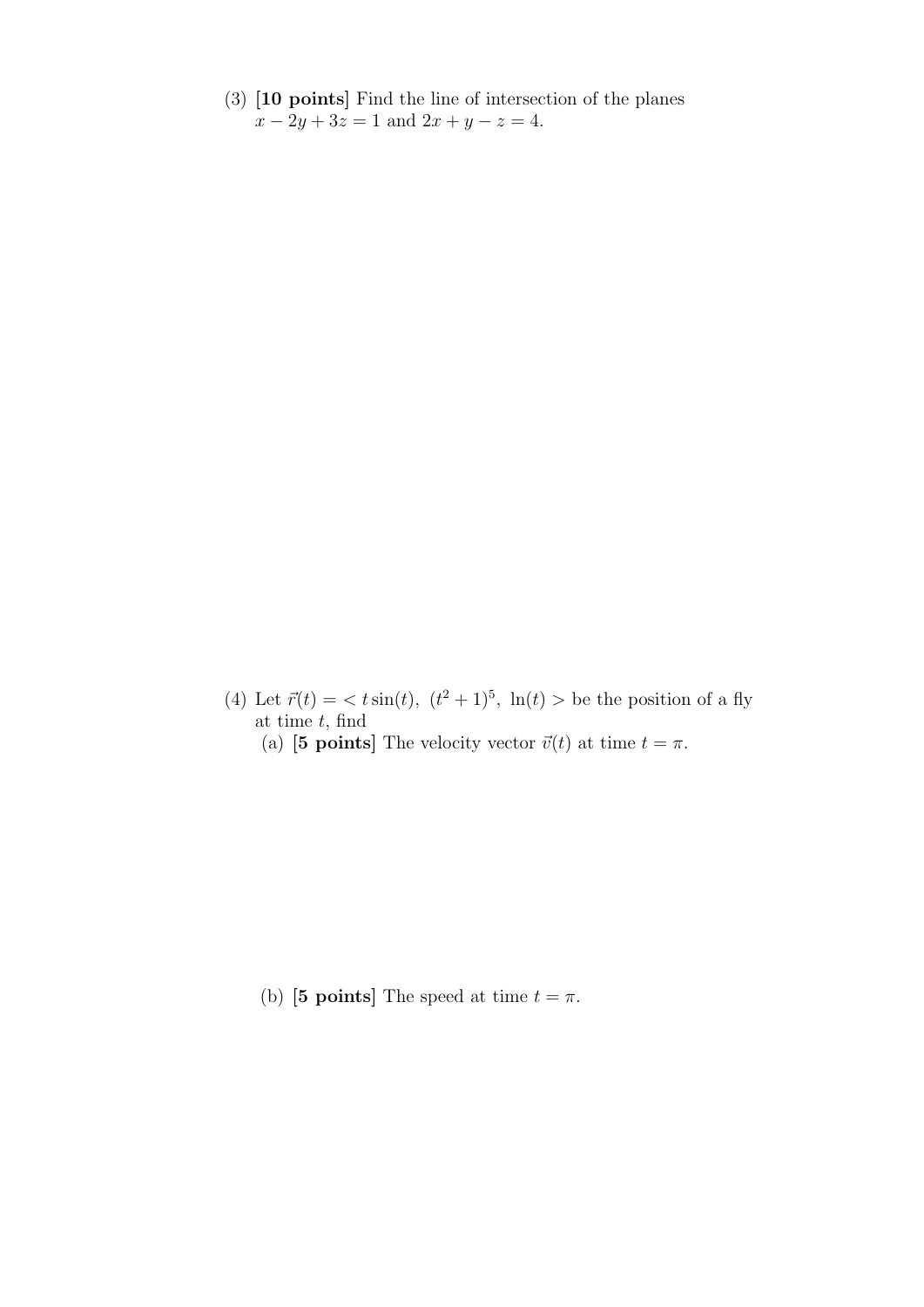(3) **[10 points]** Find the line of intersection of the planes $x - 2y + 3z = 1$ and $2x + y - z = 4$.

(4) Let $\vec{r}(t) = < t\sin(t),\ (t^2+1)^5,\ \ln(t) >$ be the position of a fly at time $t$, find

(a) **[5 points]** The velocity vector $\vec{v}(t)$ at time $t = \pi$.

(b) **[5 points]** The speed at time $t = \pi$.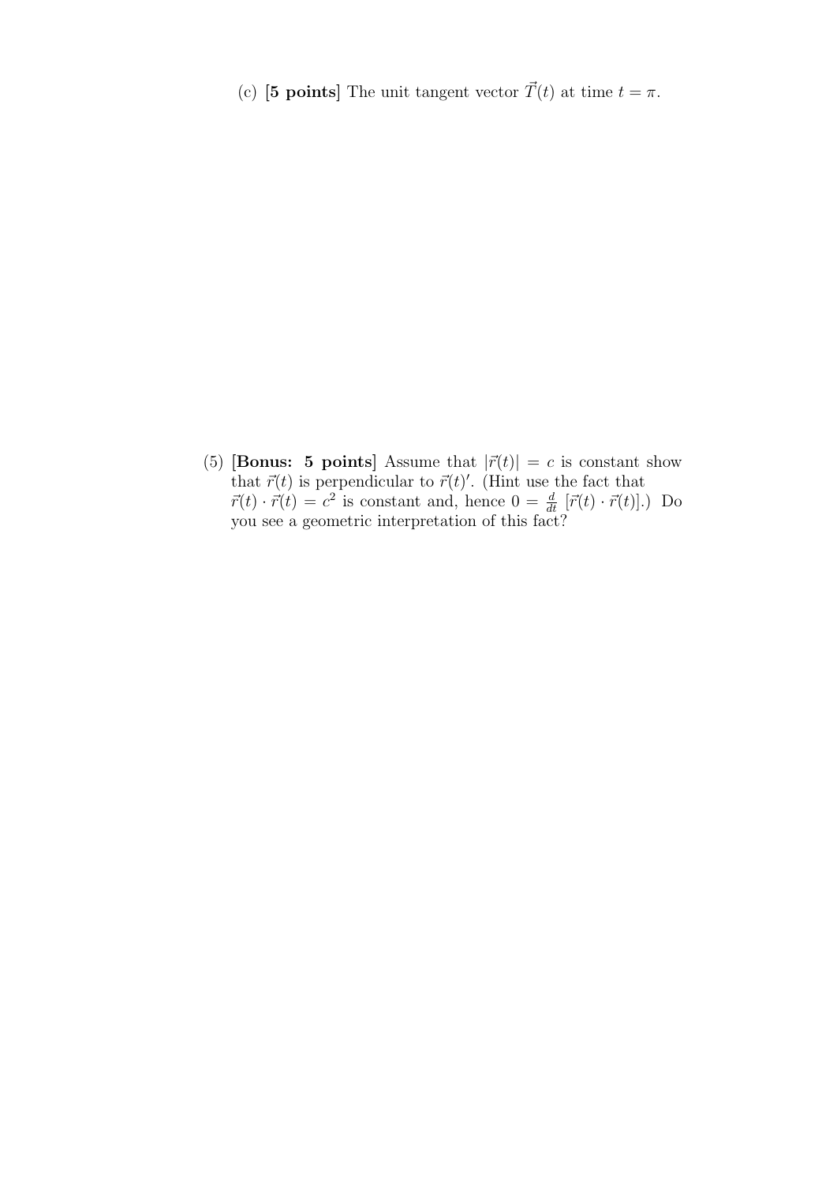(c) **[5 points]** The unit tangent vector $\vec{T}(t)$ at time $t = \pi$.

(5) **[Bonus: 5 points]** Assume that $|\vec{r}(t)| = c$ is constant show that $\vec{r}(t)$ is perpendicular to $\vec{r}(t)'$. (Hint use the fact that $\vec{r}(t) \cdot \vec{r}(t) = c^2$ is constant and, hence $0 = \frac{d}{dt}[\vec{r}(t) \cdot \vec{r}(t)]$.) Do you see a geometric interpretation of this fact?